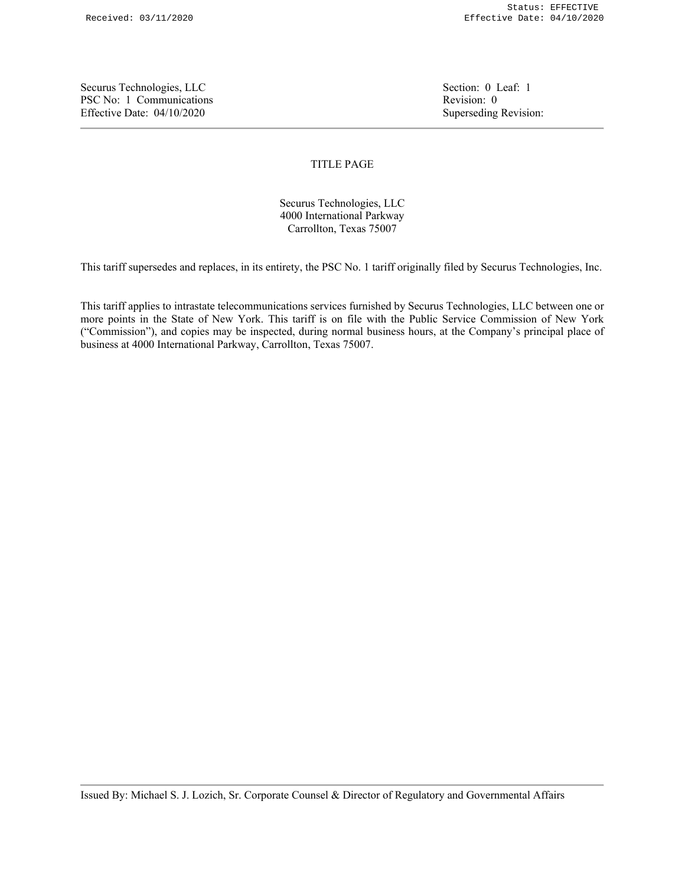Securus Technologies, LLC
PSC No: 1 Communications
Effective Date: 04/10/2020

Section: 0 Leaf: 1
Revision: 0
Superseding Revision:

# TITLE PAGE

Securus Technologies, LLC
4000 International Parkway
Carrollton, Texas 75007

This tariff supersedes and replaces, in its entirety, the PSC No. 1 tariff originally filed by Securus Technologies, Inc.

This tariff applies to intrastate telecommunications services furnished by Securus Technologies, LLC between one or more points in the State of New York. This tariff is on file with the Public Service Commission of New York ("Commission"), and copies may be inspected, during normal business hours, at the Company's principal place of business at 4000 International Parkway, Carrollton, Texas 75007.

Issued By: Michael S. J. Lozich, Sr. Corporate Counsel & Director of Regulatory and Governmental Affairs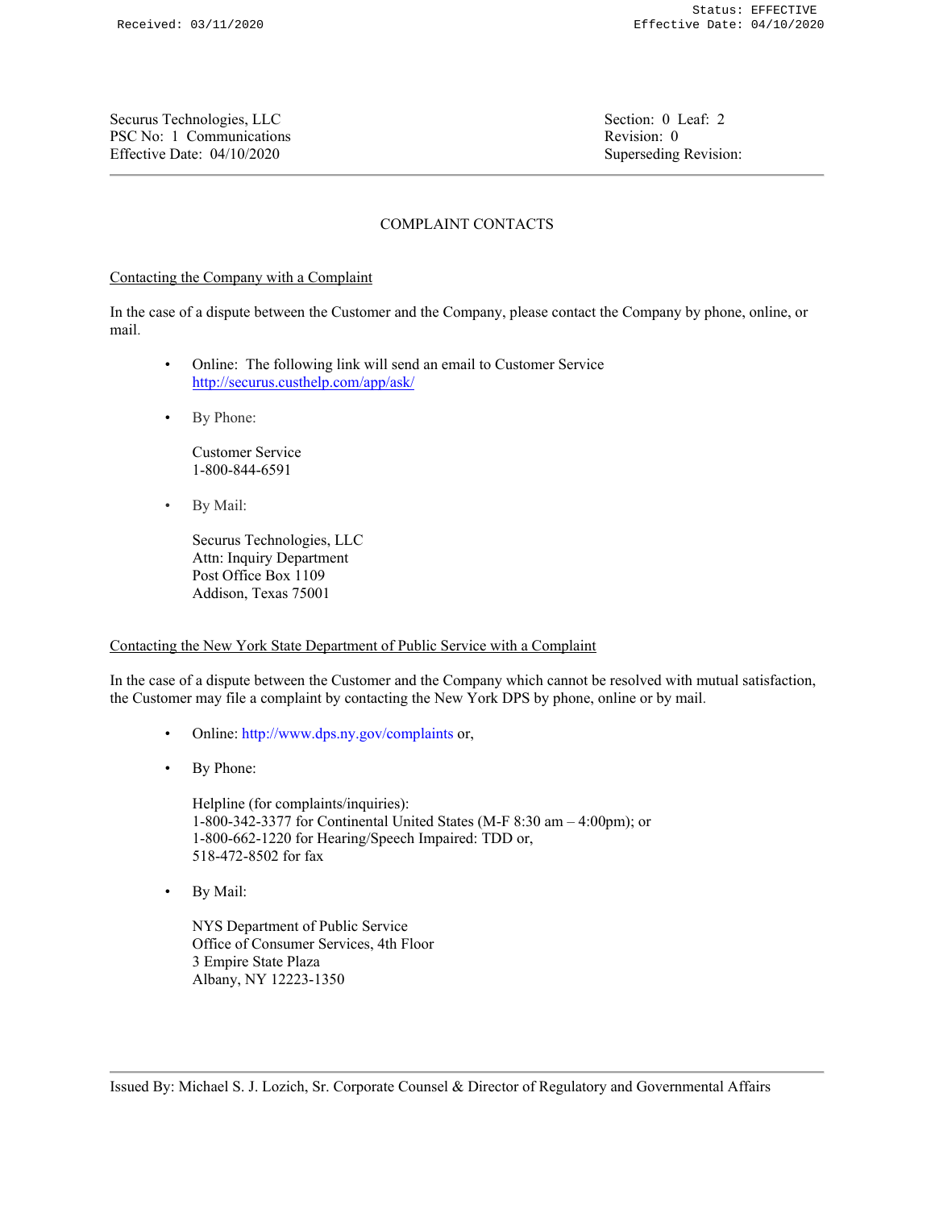# COMPLAINT CONTACTS

## Contacting the Company with a Complaint

In the case of a dispute between the Customer and the Company, please contact the Company by phone, online, or mail.

- Online: The following link will send an email to Customer Service
  http://securus.custhelp.com/app/ask/

- By Phone:

  Customer Service
  1-800-844-6591

- By Mail:

  Securus Technologies, LLC
  Attn: Inquiry Department
  Post Office Box 1109
  Addison, Texas 75001

## Contacting the New York State Department of Public Service with a Complaint

In the case of a dispute between the Customer and the Company which cannot be resolved with mutual satisfaction, the Customer may file a complaint by contacting the New York DPS by phone, online or by mail.

- Online: http://www.dps.ny.gov/complaints or,

- By Phone:

  Helpline (for complaints/inquiries):
  1-800-342-3377 for Continental United States (M-F 8:30 am – 4:00pm); or
  1-800-662-1220 for Hearing/Speech Impaired: TDD or,
  518-472-8502 for fax

- By Mail:

  NYS Department of Public Service
  Office of Consumer Services, 4th Floor
  3 Empire State Plaza
  Albany, NY 12223-1350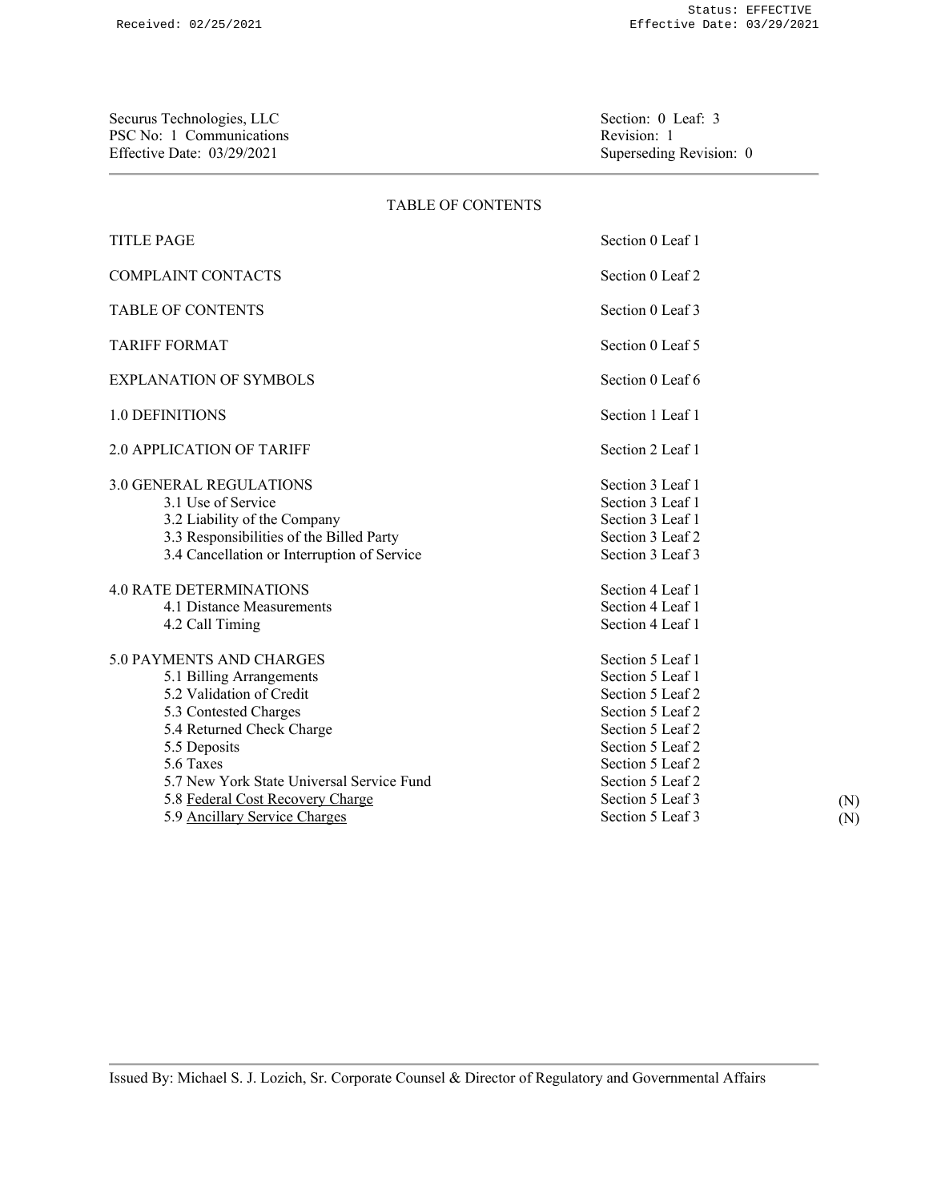Securus Technologies, LLC
PSC No: 1 Communications
Effective Date: 03/29/2021

Section: 0 Leaf: 3
Revision: 1
Superseding Revision: 0

## TABLE OF CONTENTS

| | | |
|---|---|---|
| TITLE PAGE | Section 0 Leaf 1 | |
| COMPLAINT CONTACTS | Section 0 Leaf 2 | |
| TABLE OF CONTENTS | Section 0 Leaf 3 | |
| TARIFF FORMAT | Section 0 Leaf 5 | |
| EXPLANATION OF SYMBOLS | Section 0 Leaf 6 | |
| 1.0 DEFINITIONS | Section 1 Leaf 1 | |
| 2.0 APPLICATION OF TARIFF | Section 2 Leaf 1 | |
| 3.0 GENERAL REGULATIONS | Section 3 Leaf 1 | |
| 3.1 Use of Service | Section 3 Leaf 1 | |
| 3.2 Liability of the Company | Section 3 Leaf 1 | |
| 3.3 Responsibilities of the Billed Party | Section 3 Leaf 2 | |
| 3.4 Cancellation or Interruption of Service | Section 3 Leaf 3 | |
| 4.0 RATE DETERMINATIONS | Section 4 Leaf 1 | |
| 4.1 Distance Measurements | Section 4 Leaf 1 | |
| 4.2 Call Timing | Section 4 Leaf 1 | |
| 5.0 PAYMENTS AND CHARGES | Section 5 Leaf 1 | |
| 5.1 Billing Arrangements | Section 5 Leaf 1 | |
| 5.2 Validation of Credit | Section 5 Leaf 2 | |
| 5.3 Contested Charges | Section 5 Leaf 2 | |
| 5.4 Returned Check Charge | Section 5 Leaf 2 | |
| 5.5 Deposits | Section 5 Leaf 2 | |
| 5.6 Taxes | Section 5 Leaf 2 | |
| 5.7 New York State Universal Service Fund | Section 5 Leaf 2 | |
| 5.8 Federal Cost Recovery Charge | Section 5 Leaf 3 | (N) |
| 5.9 Ancillary Service Charges | Section 5 Leaf 3 | (N) |

Issued By: Michael S. J. Lozich, Sr. Corporate Counsel & Director of Regulatory and Governmental Affairs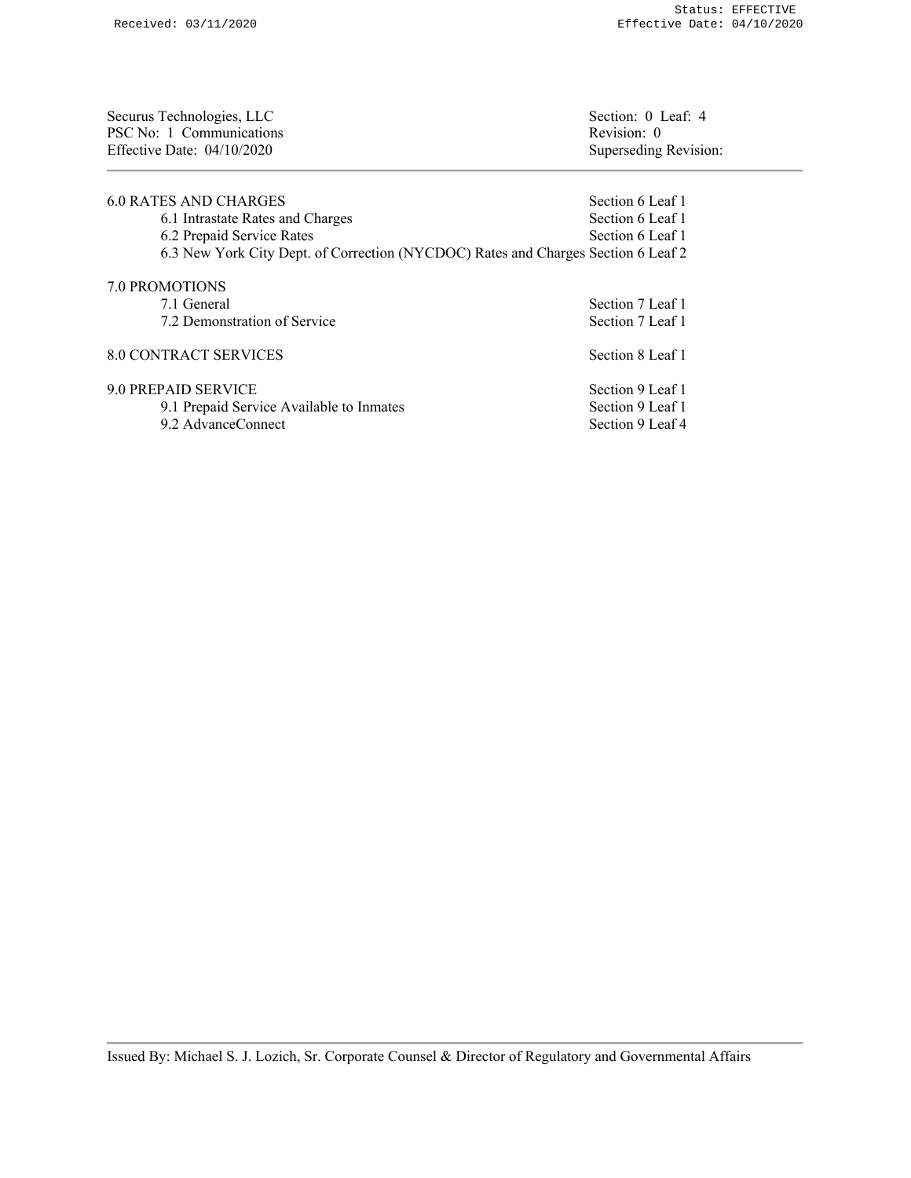Securus Technologies, LLC
PSC No: 1 Communications
Effective Date: 04/10/2020

Section: 0 Leaf: 4
Revision: 0
Superseding Revision:

| | |
|---|---|
| 6.0 RATES AND CHARGES | Section 6 Leaf 1 |
| 6.1 Intrastate Rates and Charges | Section 6 Leaf 1 |
| 6.2 Prepaid Service Rates | Section 6 Leaf 1 |
| 6.3 New York City Dept. of Correction (NYCDOC) Rates and Charges | Section 6 Leaf 2 |
| 7.0 PROMOTIONS | |
| 7.1 General | Section 7 Leaf 1 |
| 7.2 Demonstration of Service | Section 7 Leaf 1 |
| 8.0 CONTRACT SERVICES | Section 8 Leaf 1 |
| 9.0 PREPAID SERVICE | Section 9 Leaf 1 |
| 9.1 Prepaid Service Available to Inmates | Section 9 Leaf 1 |
| 9.2 AdvanceConnect | Section 9 Leaf 4 |

Issued By: Michael S. J. Lozich, Sr. Corporate Counsel & Director of Regulatory and Governmental Affairs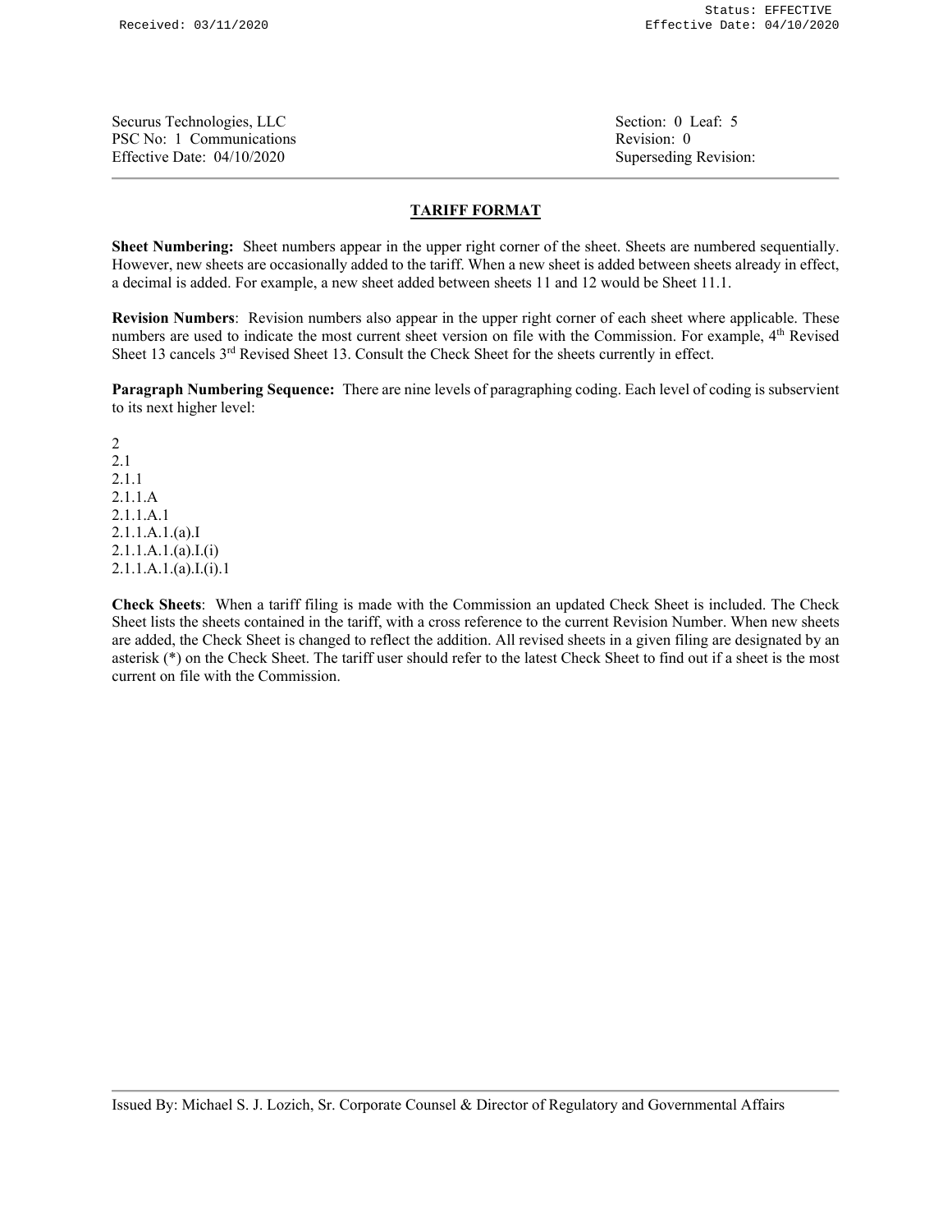Securus Technologies, LLC
PSC No: 1 Communications
Effective Date: 04/10/2020

Section: 0 Leaf: 5
Revision: 0
Superseding Revision:

## TARIFF FORMAT

**Sheet Numbering:** Sheet numbers appear in the upper right corner of the sheet. Sheets are numbered sequentially. However, new sheets are occasionally added to the tariff. When a new sheet is added between sheets already in effect, a decimal is added. For example, a new sheet added between sheets 11 and 12 would be Sheet 11.1.

**Revision Numbers**: Revision numbers also appear in the upper right corner of each sheet where applicable. These numbers are used to indicate the most current sheet version on file with the Commission. For example, 4th Revised Sheet 13 cancels 3rd Revised Sheet 13. Consult the Check Sheet for the sheets currently in effect.

**Paragraph Numbering Sequence:** There are nine levels of paragraphing coding. Each level of coding is subservient to its next higher level:

2
2.1
2.1.1
2.1.1.A
2.1.1.A.1
2.1.1.A.1.(a).I
2.1.1.A.1.(a).I.(i)
2.1.1.A.1.(a).I.(i).1

**Check Sheets**: When a tariff filing is made with the Commission an updated Check Sheet is included. The Check Sheet lists the sheets contained in the tariff, with a cross reference to the current Revision Number. When new sheets are added, the Check Sheet is changed to reflect the addition. All revised sheets in a given filing are designated by an asterisk (*) on the Check Sheet. The tariff user should refer to the latest Check Sheet to find out if a sheet is the most current on file with the Commission.

Issued By: Michael S. J. Lozich, Sr. Corporate Counsel & Director of Regulatory and Governmental Affairs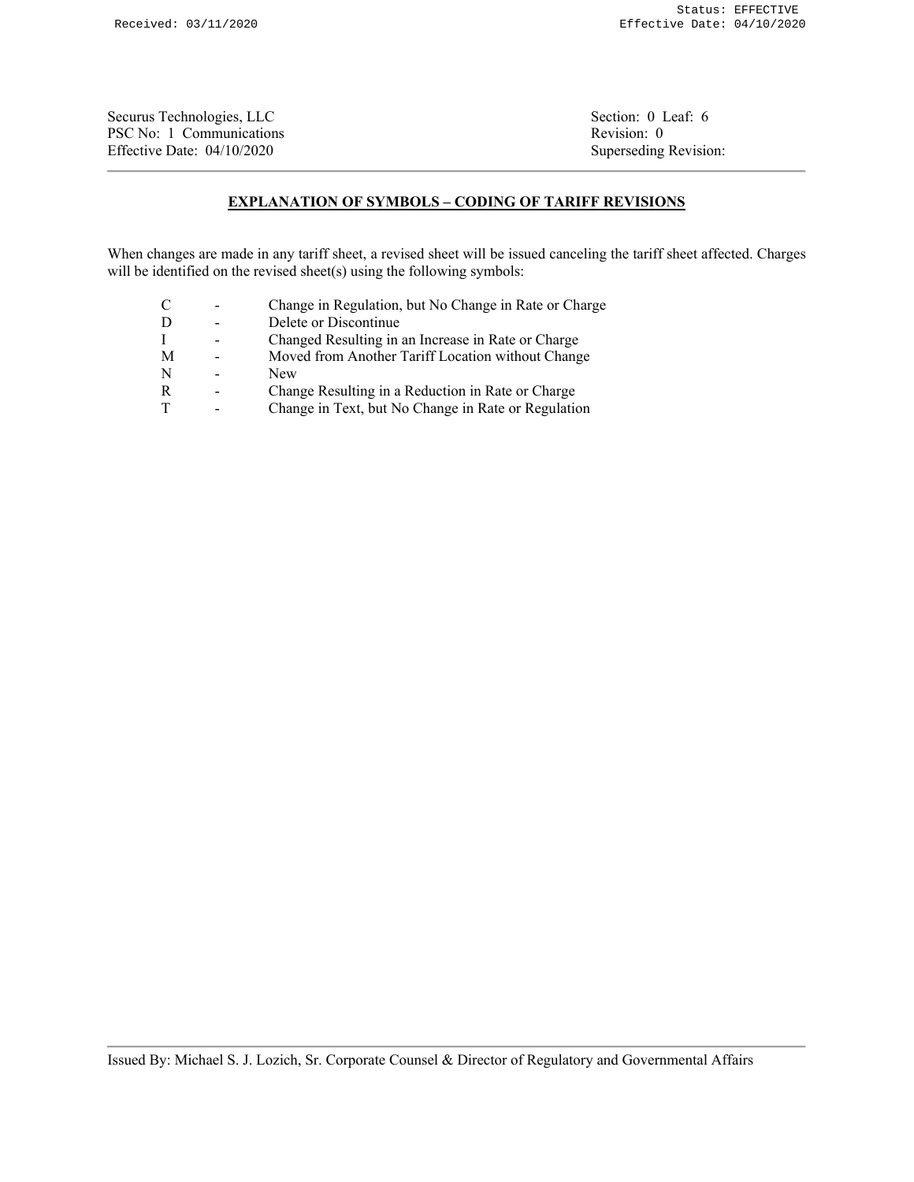Securus Technologies, LLC
PSC No: 1 Communications
Effective Date: 04/10/2020

Section: 0 Leaf: 6
Revision: 0
Superseding Revision:

## EXPLANATION OF SYMBOLS – CODING OF TARIFF REVISIONS

When changes are made in any tariff sheet, a revised sheet will be issued canceling the tariff sheet affected. Charges will be identified on the revised sheet(s) using the following symbols:

| | | |
|---|---|---|
| C | - | Change in Regulation, but No Change in Rate or Charge |
| D | - | Delete or Discontinue |
| I | - | Changed Resulting in an Increase in Rate or Charge |
| M | - | Moved from Another Tariff Location without Change |
| N | - | New |
| R | - | Change Resulting in a Reduction in Rate or Charge |
| T | - | Change in Text, but No Change in Rate or Regulation |

Issued By: Michael S. J. Lozich, Sr. Corporate Counsel & Director of Regulatory and Governmental Affairs